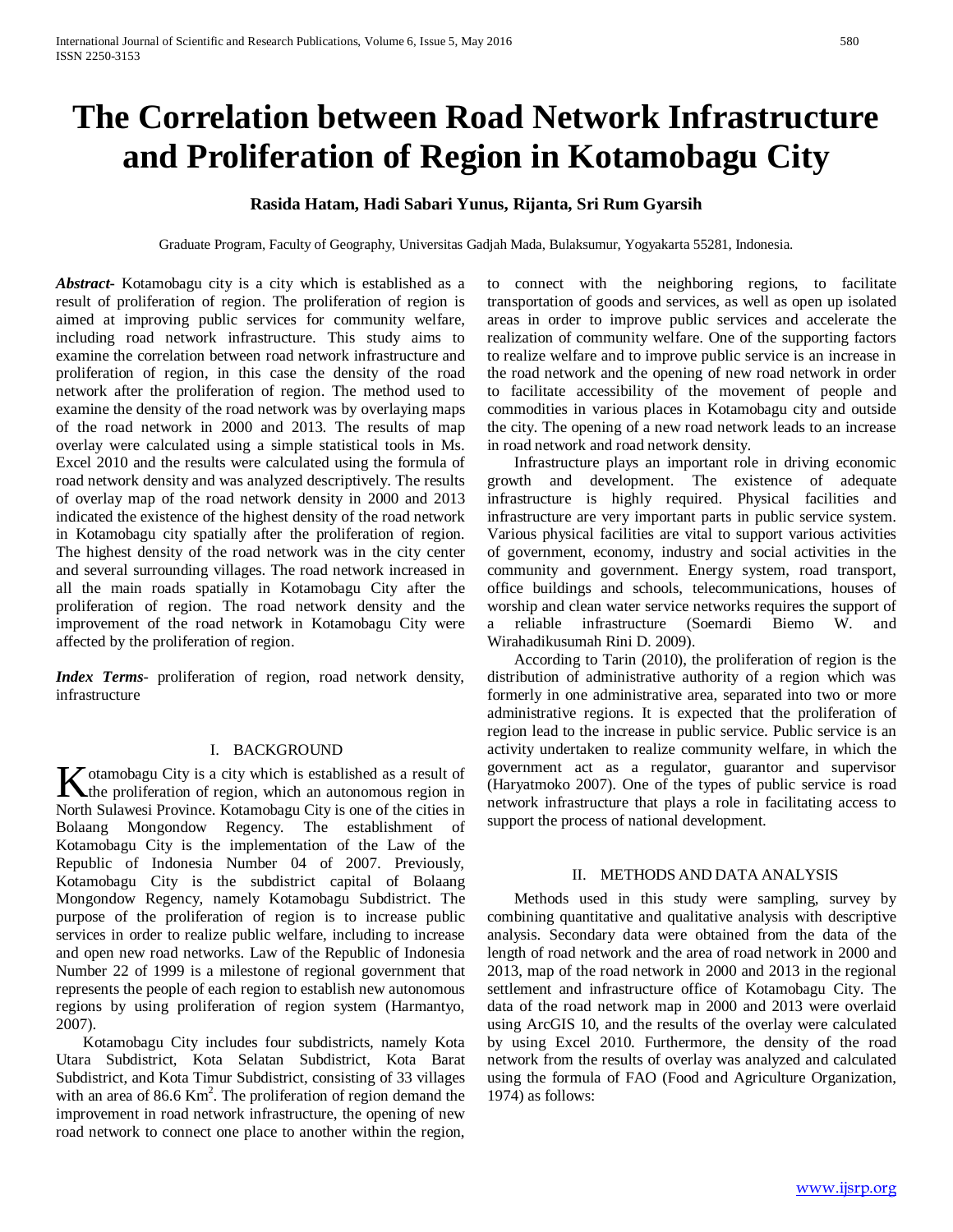# The Correlation between Road Network Infrastructure and Proliferation of Region in Kotamobagu City

**Rasida Hatam, Hadi Sabari Yunus, Rijanta, Sri Rum Gyarsih**

Graduate Program, Faculty of Geography, Universitas Gadjah Mada, Bulaksumur, Yogyakarta 55281, Indonesia.

***Abstract-*** Kotamobagu city is a city which is established as a result of proliferation of region. The proliferation of region is aimed at improving public services for community welfare, including road network infrastructure. This study aims to examine the correlation between road network infrastructure and proliferation of region, in this case the density of the road network after the proliferation of region. The method used to examine the density of the road network was by overlaying maps of the road network in 2000 and 2013. The results of map overlay were calculated using a simple statistical tools in Ms. Excel 2010 and the results were calculated using the formula of road network density and was analyzed descriptively. The results of overlay map of the road network density in 2000 and 2013 indicated the existence of the highest density of the road network in Kotamobagu city spatially after the proliferation of region. The highest density of the road network was in the city center and several surrounding villages. The road network increased in all the main roads spatially in Kotamobagu City after the proliferation of region. The road network density and the improvement of the road network in Kotamobagu City were affected by the proliferation of region.

***Index Terms*-** proliferation of region, road network density, infrastructure

## I. BACKGROUND

Kotamobagu City is a city which is established as a result of the proliferation of region, which an autonomous region in North Sulawesi Province. Kotamobagu City is one of the cities in Bolaang Mongondow Regency. The establishment of Kotamobagu City is the implementation of the Law of the Republic of Indonesia Number 04 of 2007. Previously, Kotamobagu City is the subdistrict capital of Bolaang Mongondow Regency, namely Kotamobagu Subdistrict. The purpose of the proliferation of region is to increase public services in order to realize public welfare, including to increase and open new road networks. Law of the Republic of Indonesia Number 22 of 1999 is a milestone of regional government that represents the people of each region to establish new autonomous regions by using proliferation of region system (Harmantyo, 2007).

Kotamobagu City includes four subdistricts, namely Kota Utara Subdistrict, Kota Selatan Subdistrict, Kota Barat Subdistrict, and Kota Timur Subdistrict, consisting of 33 villages with an area of 86.6 $Km^2$. The proliferation of region demand the improvement in road network infrastructure, the opening of new road network to connect one place to another within the region, to connect with the neighboring regions, to facilitate transportation of goods and services, as well as open up isolated areas in order to improve public services and accelerate the realization of community welfare. One of the supporting factors to realize welfare and to improve public service is an increase in the road network and the opening of new road network in order to facilitate accessibility of the movement of people and commodities in various places in Kotamobagu city and outside the city. The opening of a new road network leads to an increase in road network and road network density.

Infrastructure plays an important role in driving economic growth and development. The existence of adequate infrastructure is highly required. Physical facilities and infrastructure are very important parts in public service system. Various physical facilities are vital to support various activities of government, economy, industry and social activities in the community and government. Energy system, road transport, office buildings and schools, telecommunications, houses of worship and clean water service networks requires the support of a reliable infrastructure (Soemardi Biemo W. and Wirahadikusumah Rini D. 2009).

According to Tarin (2010), the proliferation of region is the distribution of administrative authority of a region which was formerly in one administrative area, separated into two or more administrative regions. It is expected that the proliferation of region lead to the increase in public service. Public service is an activity undertaken to realize community welfare, in which the government act as a regulator, guarantor and supervisor (Haryatmoko 2007). One of the types of public service is road network infrastructure that plays a role in facilitating access to support the process of national development.

## II. METHODS AND DATA ANALYSIS

Methods used in this study were sampling, survey by combining quantitative and qualitative analysis with descriptive analysis. Secondary data were obtained from the data of the length of road network and the area of road network in 2000 and 2013, map of the road network in 2000 and 2013 in the regional settlement and infrastructure office of Kotamobagu City. The data of the road network map in 2000 and 2013 were overlaid using ArcGIS 10, and the results of the overlay were calculated by using Excel 2010. Furthermore, the density of the road network from the results of overlay was analyzed and calculated using the formula of FAO (Food and Agriculture Organization, 1974) as follows: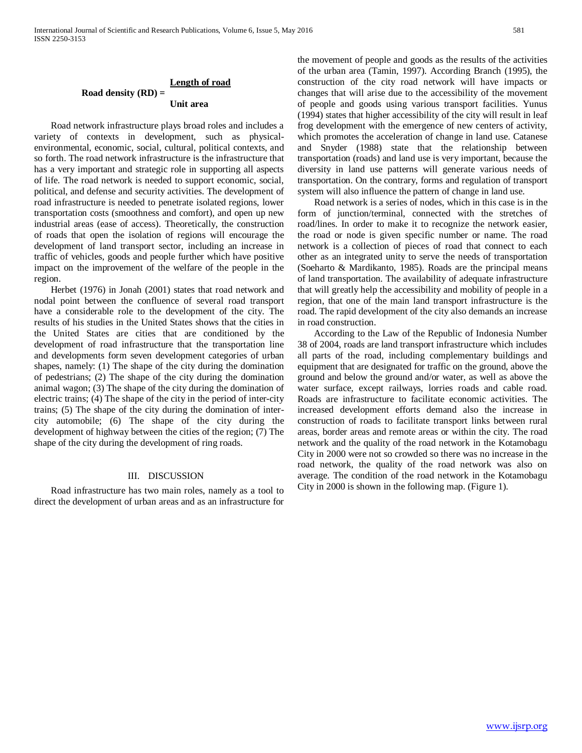$$\textbf{Road density (RD)} = \frac{\textbf{Length of road}}{\textbf{Unit area}}$$

Road network infrastructure plays broad roles and includes a variety of contexts in development, such as physical-environmental, economic, social, cultural, political contexts, and so forth. The road network infrastructure is the infrastructure that has a very important and strategic role in supporting all aspects of life. The road network is needed to support economic, social, political, and defense and security activities. The development of road infrastructure is needed to penetrate isolated regions, lower transportation costs (smoothness and comfort), and open up new industrial areas (ease of access). Theoretically, the construction of roads that open the isolation of regions will encourage the development of land transport sector, including an increase in traffic of vehicles, goods and people further which have positive impact on the improvement of the welfare of the people in the region.

Herbet (1976) in Jonah (2001) states that road network and nodal point between the confluence of several road transport have a considerable role to the development of the city. The results of his studies in the United States shows that the cities in the United States are cities that are conditioned by the development of road infrastructure that the transportation line and developments form seven development categories of urban shapes, namely: (1) The shape of the city during the domination of pedestrians; (2) The shape of the city during the domination animal wagon; (3) The shape of the city during the domination of electric trains; (4) The shape of the city in the period of inter-city trains; (5) The shape of the city during the domination of inter-city automobile; (6) The shape of the city during the development of highway between the cities of the region; (7) The shape of the city during the development of ring roads.

## III. DISCUSSION

Road infrastructure has two main roles, namely as a tool to direct the development of urban areas and as an infrastructure for the movement of people and goods as the results of the activities of the urban area (Tamin, 1997). According Branch (1995), the construction of the city road network will have impacts or changes that will arise due to the accessibility of the movement of people and goods using various transport facilities. Yunus (1994) states that higher accessibility of the city will result in leaf frog development with the emergence of new centers of activity, which promotes the acceleration of change in land use. Catanese and Snyder (1988) state that the relationship between transportation (roads) and land use is very important, because the diversity in land use patterns will generate various needs of transportation. On the contrary, forms and regulation of transport system will also influence the pattern of change in land use.

Road network is a series of nodes, which in this case is in the form of junction/terminal, connected with the stretches of road/lines. In order to make it to recognize the network easier, the road or node is given specific number or name. The road network is a collection of pieces of road that connect to each other as an integrated unity to serve the needs of transportation (Soeharto & Mardikanto, 1985). Roads are the principal means of land transportation. The availability of adequate infrastructure that will greatly help the accessibility and mobility of people in a region, that one of the main land transport infrastructure is the road. The rapid development of the city also demands an increase in road construction.

According to the Law of the Republic of Indonesia Number 38 of 2004, roads are land transport infrastructure which includes all parts of the road, including complementary buildings and equipment that are designated for traffic on the ground, above the ground and below the ground and/or water, as well as above the water surface, except railways, lorries roads and cable road. Roads are infrastructure to facilitate economic activities. The increased development efforts demand also the increase in construction of roads to facilitate transport links between rural areas, border areas and remote areas or within the city. The road network and the quality of the road network in the Kotamobagu City in 2000 were not so crowded so there was no increase in the road network, the quality of the road network was also on average. The condition of the road network in the Kotamobagu City in 2000 is shown in the following map. (Figure 1).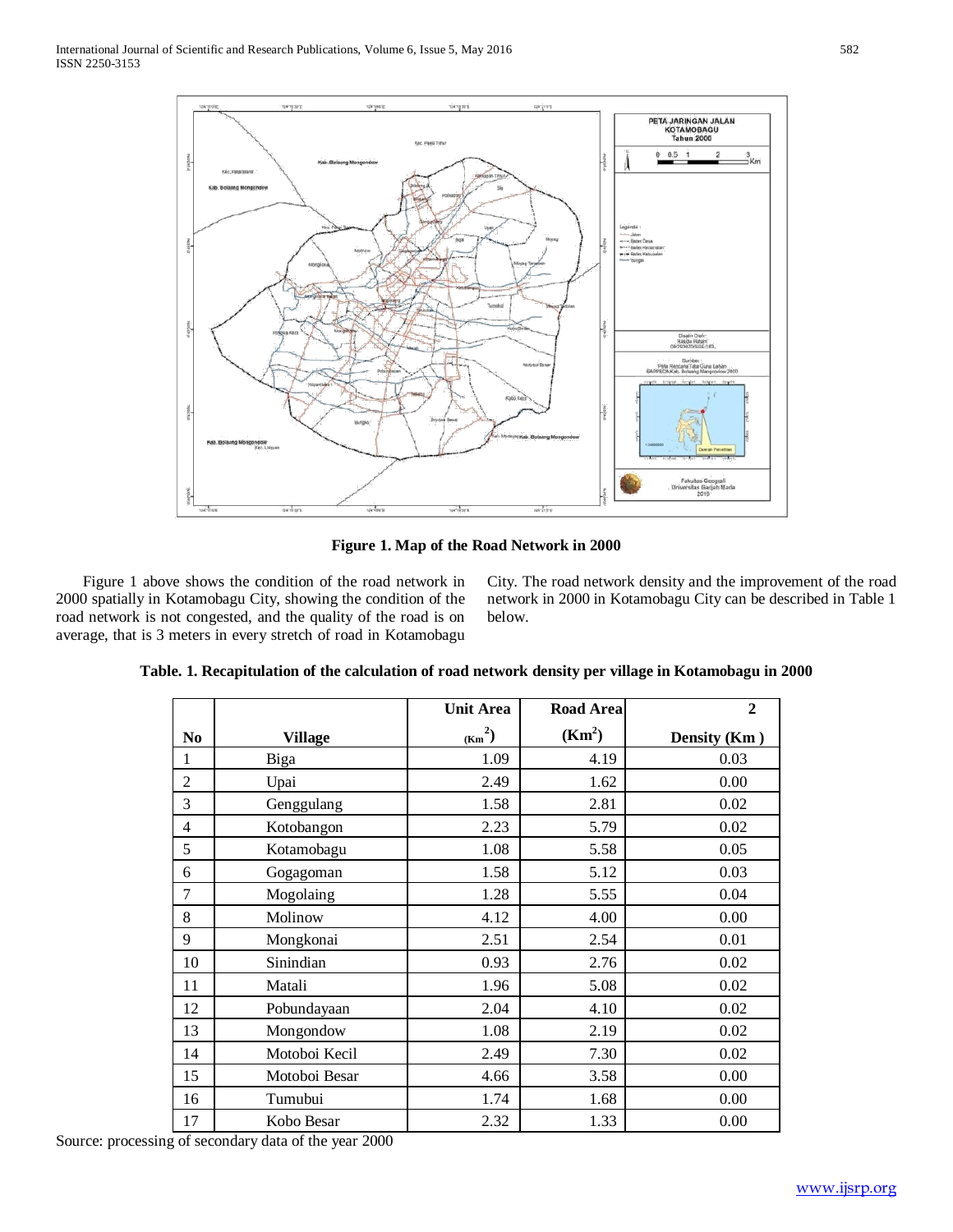**Figure 1. Map of the Road Network in 2000**

Figure 1 above shows the condition of the road network in 2000 spatially in Kotamobagu City, showing the condition of the road network is not congested, and the quality of the road is on average, that is 3 meters in every stretch of road in Kotamobagu City. The road network density and the improvement of the road network in 2000 in Kotamobagu City can be described in Table 1 below.

**Table. 1. Recapitulation of the calculation of road network density per village in Kotamobagu in 2000**

| No | Village | Unit Area ($Km^2$) | Road Area ($Km^2$) | Density ($Km^2$) |
|---|---|---|---|---|
| 1 | Biga | 1.09 | 4.19 | 0.03 |
| 2 | Upai | 2.49 | 1.62 | 0.00 |
| 3 | Genggulang | 1.58 | 2.81 | 0.02 |
| 4 | Kotobangon | 2.23 | 5.79 | 0.02 |
| 5 | Kotamobagu | 1.08 | 5.58 | 0.05 |
| 6 | Gogagoman | 1.58 | 5.12 | 0.03 |
| 7 | Mogolaing | 1.28 | 5.55 | 0.04 |
| 8 | Molinow | 4.12 | 4.00 | 0.00 |
| 9 | Mongkonai | 2.51 | 2.54 | 0.01 |
| 10 | Sinindian | 0.93 | 2.76 | 0.02 |
| 11 | Matali | 1.96 | 5.08 | 0.02 |
| 12 | Pobundayaan | 2.04 | 4.10 | 0.02 |
| 13 | Mongondow | 1.08 | 2.19 | 0.02 |
| 14 | Motoboi Kecil | 2.49 | 7.30 | 0.02 |
| 15 | Motoboi Besar | 4.66 | 3.58 | 0.00 |
| 16 | Tumubui | 1.74 | 1.68 | 0.00 |
| 17 | Kobo Besar | 2.32 | 1.33 | 0.00 |

Source: processing of secondary data of the year 2000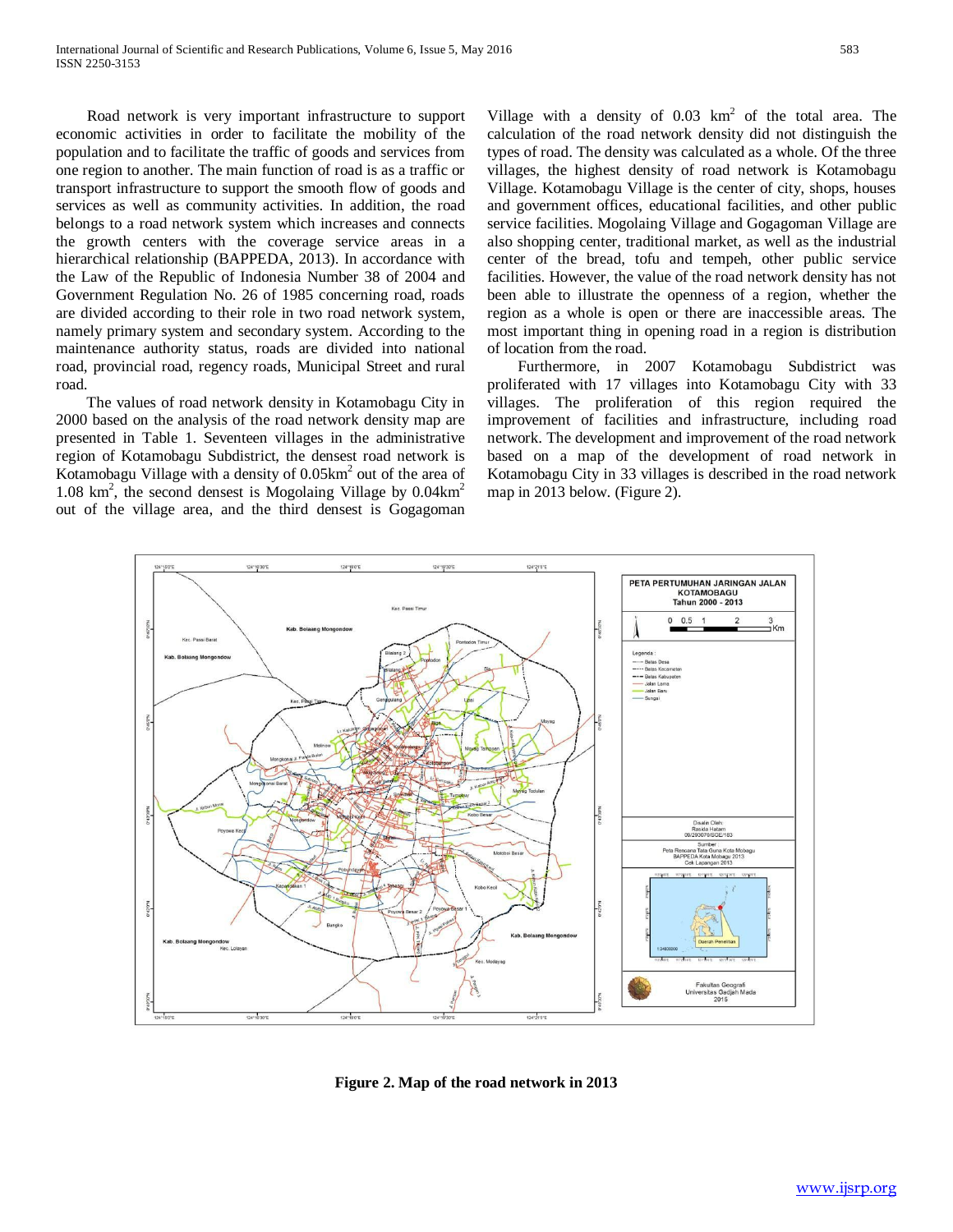Road network is very important infrastructure to support economic activities in order to facilitate the mobility of the population and to facilitate the traffic of goods and services from one region to another. The main function of road is as a traffic or transport infrastructure to support the smooth flow of goods and services as well as community activities. In addition, the road belongs to a road network system which increases and connects the growth centers with the coverage service areas in a hierarchical relationship (BAPPEDA, 2013). In accordance with the Law of the Republic of Indonesia Number 38 of 2004 and Government Regulation No. 26 of 1985 concerning road, roads are divided according to their role in two road network system, namely primary system and secondary system. According to the maintenance authority status, roads are divided into national road, provincial road, regency roads, Municipal Street and rural road.

The values of road network density in Kotamobagu City in 2000 based on the analysis of the road network density map are presented in Table 1. Seventeen villages in the administrative region of Kotamobagu Subdistrict, the densest road network is Kotamobagu Village with a density of 0.05km$^2$ out of the area of 1.08 km$^2$, the second densest is Mogolaing Village by 0.04km$^2$ out of the village area, and the third densest is Gogagoman Village with a density of 0.03 km$^2$ of the total area. The calculation of the road network density did not distinguish the types of road. The density was calculated as a whole. Of the three villages, the highest density of road network is Kotamobagu Village. Kotamobagu Village is the center of city, shops, houses and government offices, educational facilities, and other public service facilities. Mogolaing Village and Gogagoman Village are also shopping center, traditional market, as well as the industrial center of the bread, tofu and tempeh, other public service facilities. However, the value of the road network density has not been able to illustrate the openness of a region, whether the region as a whole is open or there are inaccessible areas. The most important thing in opening road in a region is distribution of location from the road.

Furthermore, in 2007 Kotamobagu Subdistrict was proliferated with 17 villages into Kotamobagu City with 33 villages. The proliferation of this region required the improvement of facilities and infrastructure, including road network. The development and improvement of the road network based on a map of the development of road network in Kotamobagu City in 33 villages is described in the road network map in 2013 below. (Figure 2).

**Figure 2. Map of the road network in 2013**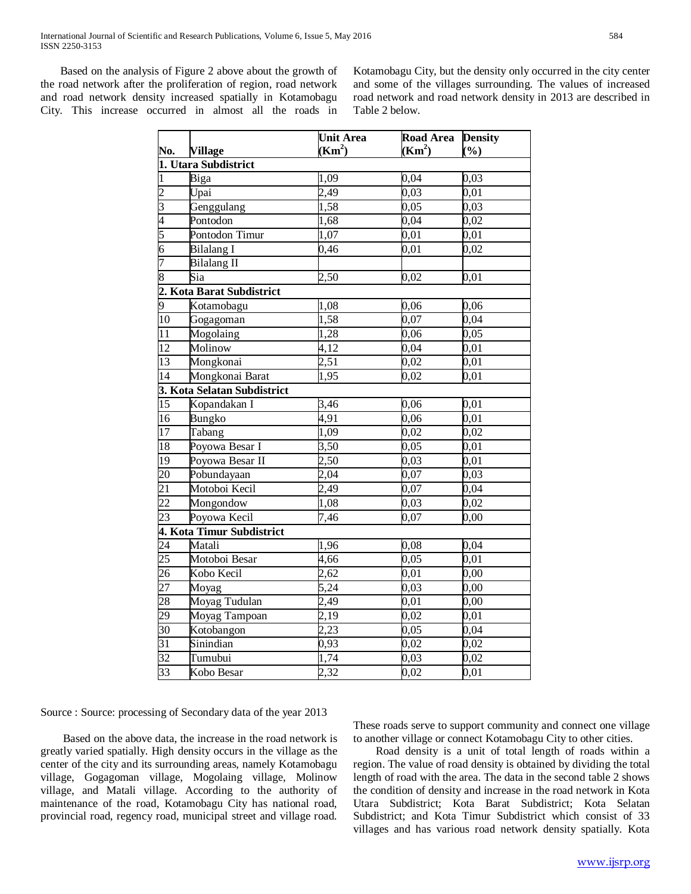Based on the analysis of Figure 2 above about the growth of the road network after the proliferation of region, road network and road network density increased spatially in Kotamobagu City. This increase occurred in almost all the roads in Kotamobagu City, but the density only occurred in the city center and some of the villages surrounding. The values of increased road network and road network density in 2013 are described in Table 2 below.

| No. | Village | Unit Area ($Km^2$) | Road Area ($Km^2$) | Density (%) |
|---|---|---|---|---|
| **1. Utara Subdistrict** | | | | |
| 1 | Biga | 1,09 | 0,04 | 0,03 |
| 2 | Upai | 2,49 | 0,03 | 0,01 |
| 3 | Genggulang | 1,58 | 0,05 | 0,03 |
| 4 | Pontodon | 1,68 | 0,04 | 0,02 |
| 5 | Pontodon Timur | 1,07 | 0,01 | 0,01 |
| 6 | Bilalang I | 0,46 | 0,01 | 0,02 |
| 7 | Bilalang II | | | |
| 8 | Sia | 2,50 | 0,02 | 0,01 |
| **2. Kota Barat Subdistrict** | | | | |
| 9 | Kotamobagu | 1,08 | 0,06 | 0,06 |
| 10 | Gogagoman | 1,58 | 0,07 | 0,04 |
| 11 | Mogolaing | 1,28 | 0,06 | 0,05 |
| 12 | Molinow | 4,12 | 0,04 | 0,01 |
| 13 | Mongkonai | 2,51 | 0,02 | 0,01 |
| 14 | Mongkonai Barat | 1,95 | 0,02 | 0,01 |
| **3. Kota Selatan Subdistrict** | | | | |
| 15 | Kopandakan I | 3,46 | 0,06 | 0,01 |
| 16 | Bungko | 4,91 | 0,06 | 0,01 |
| 17 | Tabang | 1,09 | 0,02 | 0,02 |
| 18 | Poyowa Besar I | 3,50 | 0,05 | 0,01 |
| 19 | Poyowa Besar II | 2,50 | 0,03 | 0,01 |
| 20 | Pobundayaan | 2,04 | 0,07 | 0,03 |
| 21 | Motoboi Kecil | 2,49 | 0,07 | 0,04 |
| 22 | Mongondow | 1,08 | 0,03 | 0,02 |
| 23 | Poyowa Kecil | 7,46 | 0,07 | 0,00 |
| **4. Kota Timur Subdistrict** | | | | |
| 24 | Matali | 1,96 | 0,08 | 0,04 |
| 25 | Motoboi Besar | 4,66 | 0,05 | 0,01 |
| 26 | Kobo Kecil | 2,62 | 0,01 | 0,00 |
| 27 | Moyag | 5,24 | 0,03 | 0,00 |
| 28 | Moyag Tudulan | 2,49 | 0,01 | 0,00 |
| 29 | Moyag Tampoan | 2,19 | 0,02 | 0,01 |
| 30 | Kotobangon | 2,23 | 0,05 | 0,04 |
| 31 | Sinindian | 0,93 | 0,02 | 0,02 |
| 32 | Tumubui | 1,74 | 0,03 | 0,02 |
| 33 | Kobo Besar | 2,32 | 0,02 | 0,01 |

Source : Source: processing of Secondary data of the year 2013

Based on the above data, the increase in the road network is greatly varied spatially. High density occurs in the village as the center of the city and its surrounding areas, namely Kotamobagu village, Gogagoman village, Mogolaing village, Molinow village, and Matali village. According to the authority of maintenance of the road, Kotamobagu City has national road, provincial road, regency road, municipal street and village road. These roads serve to support community and connect one village to another village or connect Kotamobagu City to other cities.

Road density is a unit of total length of roads within a region. The value of road density is obtained by dividing the total length of road with the area. The data in the second table 2 shows the condition of density and increase in the road network in Kota Utara Subdistrict; Kota Barat Subdistrict; Kota Selatan Subdistrict; and Kota Timur Subdistrict which consist of 33 villages and has various road network density spatially. Kota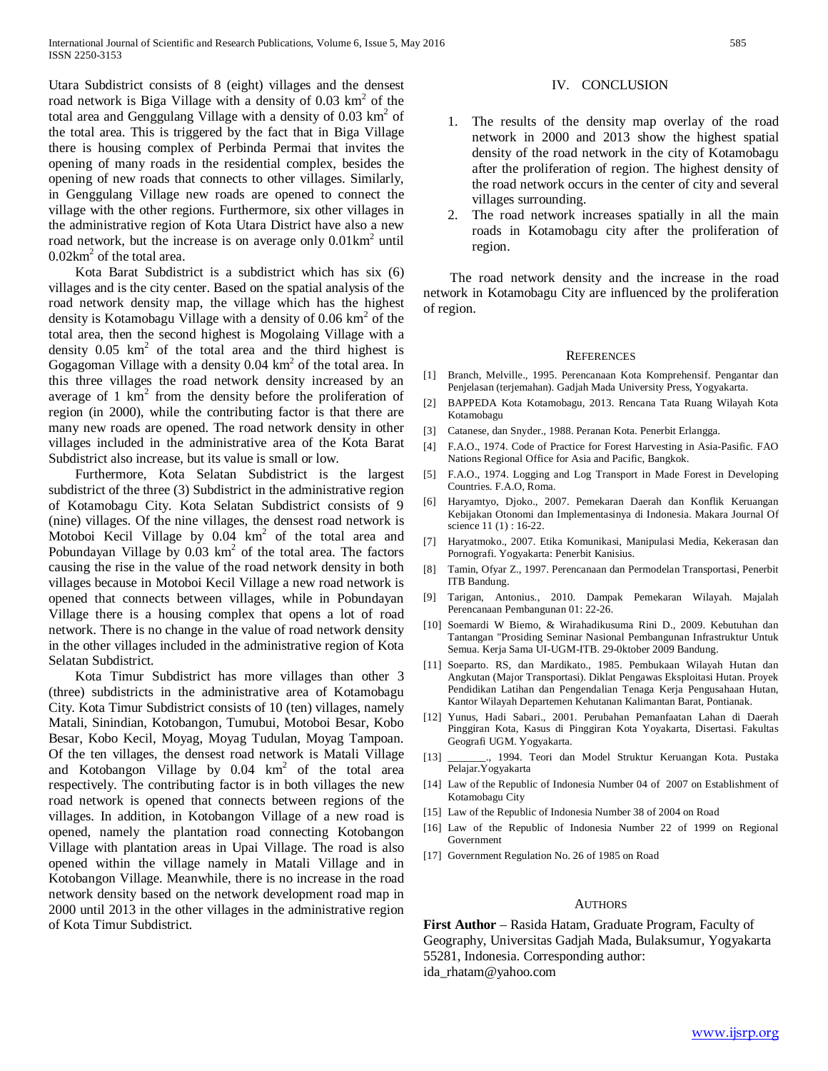Utara Subdistrict consists of 8 (eight) villages and the densest road network is Biga Village with a density of 0.03 $km^2$ of the total area and Genggulang Village with a density of 0.03 $km^2$ of the total area. This is triggered by the fact that in Biga Village there is housing complex of Perbinda Permai that invites the opening of many roads in the residential complex, besides the opening of new roads that connects to other villages. Similarly, in Genggulang Village new roads are opened to connect the village with the other regions. Furthermore, six other villages in the administrative region of Kota Utara District have also a new road network, but the increase is on average only 0.01$km^2$ until 0.02$km^2$ of the total area.

Kota Barat Subdistrict is a subdistrict which has six (6) villages and is the city center. Based on the spatial analysis of the road network density map, the village which has the highest density is Kotamobagu Village with a density of 0.06 $km^2$ of the total area, then the second highest is Mogolaing Village with a density 0.05 $km^2$ of the total area and the third highest is Gogagoman Village with a density 0.04 $km^2$ of the total area. In this three villages the road network density increased by an average of 1 $km^2$ from the density before the proliferation of region (in 2000), while the contributing factor is that there are many new roads are opened. The road network density in other villages included in the administrative area of the Kota Barat Subdistrict also increase, but its value is small or low.

Furthermore, Kota Selatan Subdistrict is the largest subdistrict of the three (3) Subdistrict in the administrative region of Kotamobagu City. Kota Selatan Subdistrict consists of 9 (nine) villages. Of the nine villages, the densest road network is Motoboi Kecil Village by 0.04 $km^2$ of the total area and Pobundayan Village by 0.03 $km^2$ of the total area. The factors causing the rise in the value of the road network density in both villages because in Motoboi Kecil Village a new road network is opened that connects between villages, while in Pobundayan Village there is a housing complex that opens a lot of road network. There is no change in the value of road network density in the other villages included in the administrative region of Kota Selatan Subdistrict.

Kota Timur Subdistrict has more villages than other 3 (three) subdistricts in the administrative area of Kotamobagu City. Kota Timur Subdistrict consists of 10 (ten) villages, namely Matali, Sinindian, Kotobangon, Tumubui, Motoboi Besar, Kobo Besar, Kobo Kecil, Moyag, Moyag Tudulan, Moyag Tampoan. Of the ten villages, the densest road network is Matali Village and Kotobangon Village by 0.04 $km^2$ of the total area respectively. The contributing factor is in both villages the new road network is opened that connects between regions of the villages. In addition, in Kotobangon Village of a new road is opened, namely the plantation road connecting Kotobangon Village with plantation areas in Upai Village. The road is also opened within the village namely in Matali Village and in Kotobangon Village. Meanwhile, there is no increase in the road network density based on the network development road map in 2000 until 2013 in the other villages in the administrative region of Kota Timur Subdistrict.

## IV. CONCLUSION

1. The results of the density map overlay of the road network in 2000 and 2013 show the highest spatial density of the road network in the city of Kotamobagu after the proliferation of region. The highest density of the road network occurs in the center of city and several villages surrounding.
2. The road network increases spatially in all the main roads in Kotamobagu city after the proliferation of region.

The road network density and the increase in the road network in Kotamobagu City are influenced by the proliferation of region.

## REFERENCES

[1] Branch, Melville., 1995. Perencanaan Kota Komprehensif. Pengantar dan Penjelasan (terjemahan). Gadjah Mada University Press, Yogyakarta.

[2] BAPPEDA Kota Kotamobagu, 2013. Rencana Tata Ruang Wilayah Kota Kotamobagu

[3] Catanese, dan Snyder., 1988. Peranan Kota. Penerbit Erlangga.

[4] F.A.O., 1974. Code of Practice for Forest Harvesting in Asia-Pasific. FAO Nations Regional Office for Asia and Pacific, Bangkok.

[5] F.A.O., 1974. Logging and Log Transport in Made Forest in Developing Countries. F.A.O, Roma.

[6] Haryamtyo, Djoko., 2007. Pemekaran Daerah dan Konflik Keruangan Kebijakan Otonomi dan Implementasinya di Indonesia. Makara Journal Of science 11 (1) : 16-22.

[7] Haryatmoko., 2007. Etika Komunikasi, Manipulasi Media, Kekerasan dan Pornografi. Yogyakarta: Penerbit Kanisius.

[8] Tamin, Ofyar Z., 1997. Perencanaan dan Permodelan Transportasi, Penerbit ITB Bandung.

[9] Tarigan, Antonius., 2010. Dampak Pemekaran Wilayah. Majalah Perencanaan Pembangunan 01: 22-26.

[10] Soemardi W Biemo, & Wirahadikusuma Rini D., 2009. Kebutuhan dan Tantangan "Prosiding Seminar Nasional Pembangunan Infrastruktur Untuk Semua. Kerja Sama UI-UGM-ITB. 29-0ktober 2009 Bandung.

[11] Soeparto. RS, dan Mardikato., 1985. Pembukaan Wilayah Hutan dan Angkutan (Major Transportasi). Diklat Pengawas Eksploitasi Hutan. Proyek Pendidikan Latihan dan Pengendalian Tenaga Kerja Pengusahaan Hutan, Kantor Wilayah Departemen Kehutanan Kalimantan Barat, Pontianak.

[12] Yunus, Hadi Sabari., 2001. Perubahan Pemanfaatan Lahan di Daerah Pinggiran Kota, Kasus di Pinggiran Kota Yoyakarta, Disertasi. Fakultas Geografi UGM. Yogyakarta.

[13] _______., 1994. Teori dan Model Struktur Keruangan Kota. Pustaka Pelajar.Yogyakarta

[14] Law of the Republic of Indonesia Number 04 of 2007 on Establishment of Kotamobagu City

[15] Law of the Republic of Indonesia Number 38 of 2004 on Road

[16] Law of the Republic of Indonesia Number 22 of 1999 on Regional Government

[17] Government Regulation No. 26 of 1985 on Road

## AUTHORS

**First Author** – Rasida Hatam, Graduate Program, Faculty of Geography, Universitas Gadjah Mada, Bulaksumur, Yogyakarta 55281, Indonesia. Corresponding author: ida_rhatam@yahoo.com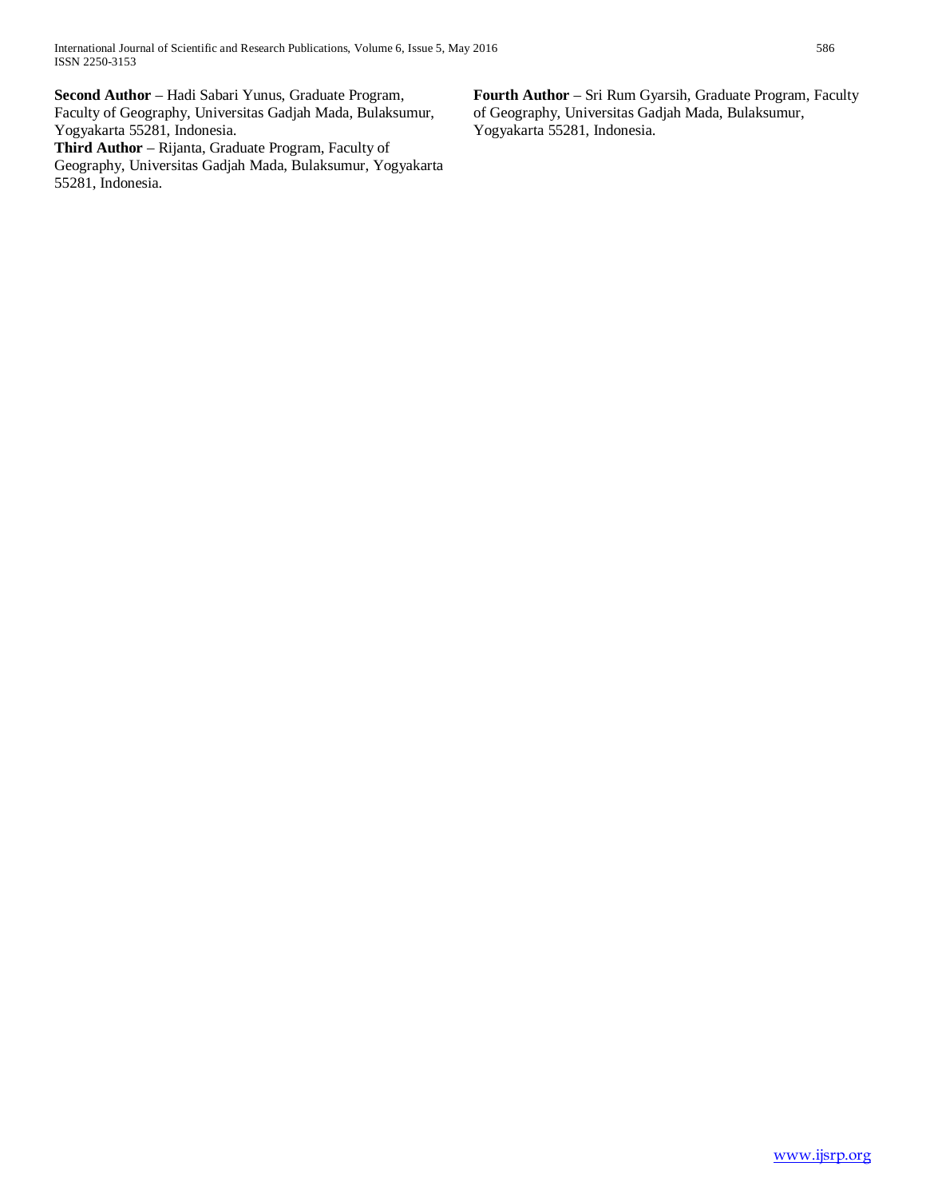**Second Author** – Hadi Sabari Yunus, Graduate Program, Faculty of Geography, Universitas Gadjah Mada, Bulaksumur, Yogyakarta 55281, Indonesia.

**Third Author** – Rijanta, Graduate Program, Faculty of Geography, Universitas Gadjah Mada, Bulaksumur, Yogyakarta 55281, Indonesia.

**Fourth Author** – Sri Rum Gyarsih, Graduate Program, Faculty of Geography, Universitas Gadjah Mada, Bulaksumur, Yogyakarta 55281, Indonesia.